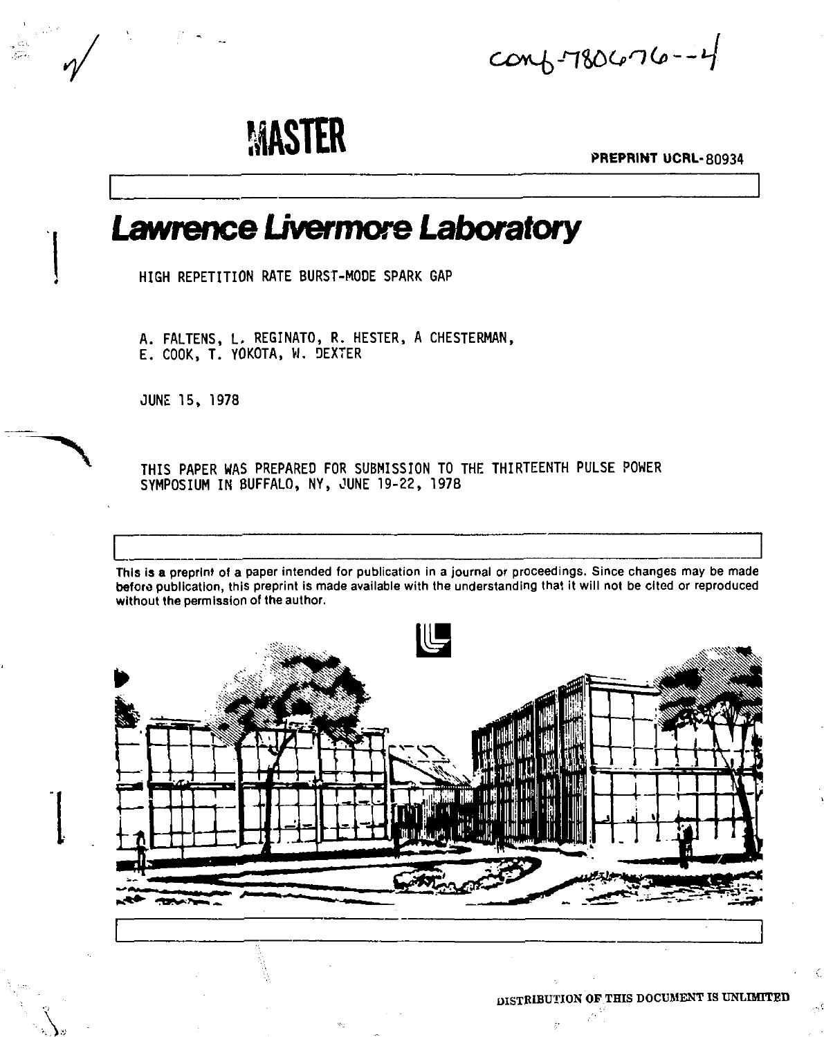CONF-780676--4

# MASTER

PREPRINT UCRL-80934

## *Lawrence Livermore Laboratory*

HIGH REPETITION RATE BURST-MODE SPARK GAP

A. FALTENS, L. REGINATO, R. HESTER, A CHESTERMAN,
E. COOK, T. YOKOTA, W. DEXTER

JUNE 15, 1978

THIS PAPER WAS PREPARED FOR SUBMISSION TO THE THIRTEENTH PULSE POWER SYMPOSIUM IN BUFFALO, NY, JUNE 19-22, 1978

This is a preprint of a paper intended for publication in a journal or proceedings. Since changes may be made before publication, this preprint is made available with the understanding that it will not be cited or reproduced without the permission of the author.

DISTRIBUTION OF THIS DOCUMENT IS UNLIMITED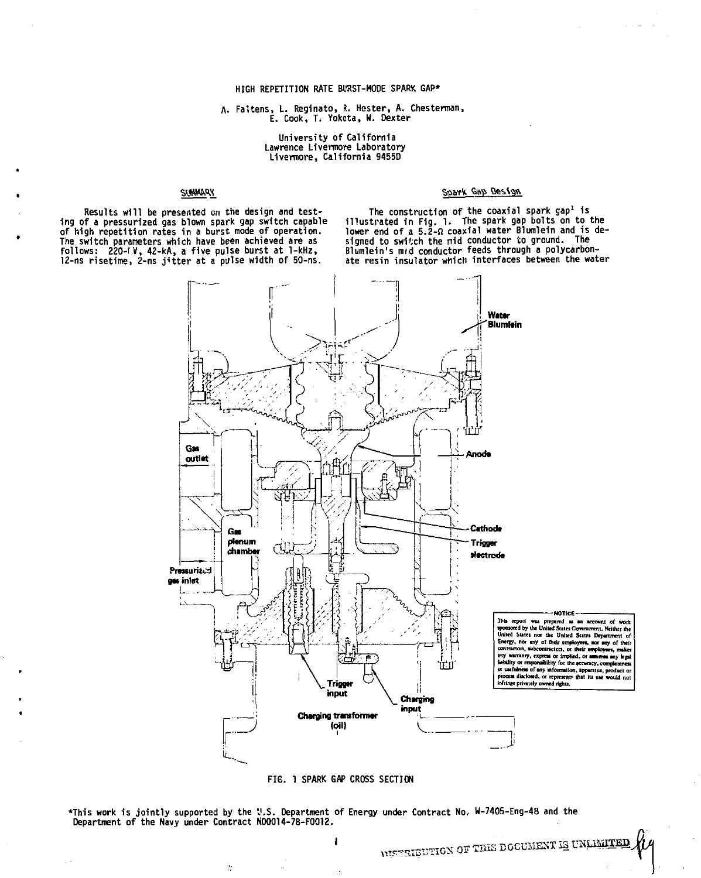HIGH REPETITION RATE BURST-MODE SPARK GAP*

A. Faltens, L. Reginato, R. Hester, A. Chesterman, E. Cook, T. Yokota, W. Dexter

University of California
Lawrence Livermore Laboratory
Livermore, California 94550

## SUMMARY

Results will be presented on the design and testing of a pressurized gas blown spark gap switch capable of high repetition rates in a burst mode of operation. The switch parameters which have been achieved are as follows: 220-kV, 42-kA, a five pulse burst at 1-kHz, 12-ns risetime, 2-ns jitter at a pulse width of 50-ns.

## Spark Gap Design

The construction of the coaxial spark gap[1] is illustrated in Fig. 1. The spark gap bolts on to the lower end of a 5.2-Ω coaxial water Blumlein and is designed to switch the mid conductor to ground. The Blumlein's mid conductor feeds through a polycarbonate resin insulator which interfaces between the water

Water Blumlein
Anode
Gas outlet
Cathode
Trigger electrode
Gas plenum chamber
Pressurized gas inlet
Trigger input
Charging input
Charging transformer (oil)

FIG. 1 SPARK GAP CROSS SECTION

NOTICE
This report was prepared as an account of work sponsored by the United States Government. Neither the United States nor the United States Department of Energy, nor any of their employees, nor any of their contractors, subcontractors, or their employees, makes any warranty, express or implied, or assumes any legal liability or responsibility for the accuracy, completeness or usefulness of any information, apparatus, product or process disclosed, or represents that its use would not infringe privately owned rights.

*This work is jointly supported by the U.S. Department of Energy under Contract No. W-7405-Eng-48 and the Department of the Navy under Contract N00014-78-F0012.

DISTRIBUTION OF THIS DOCUMENT IS UNLIMITED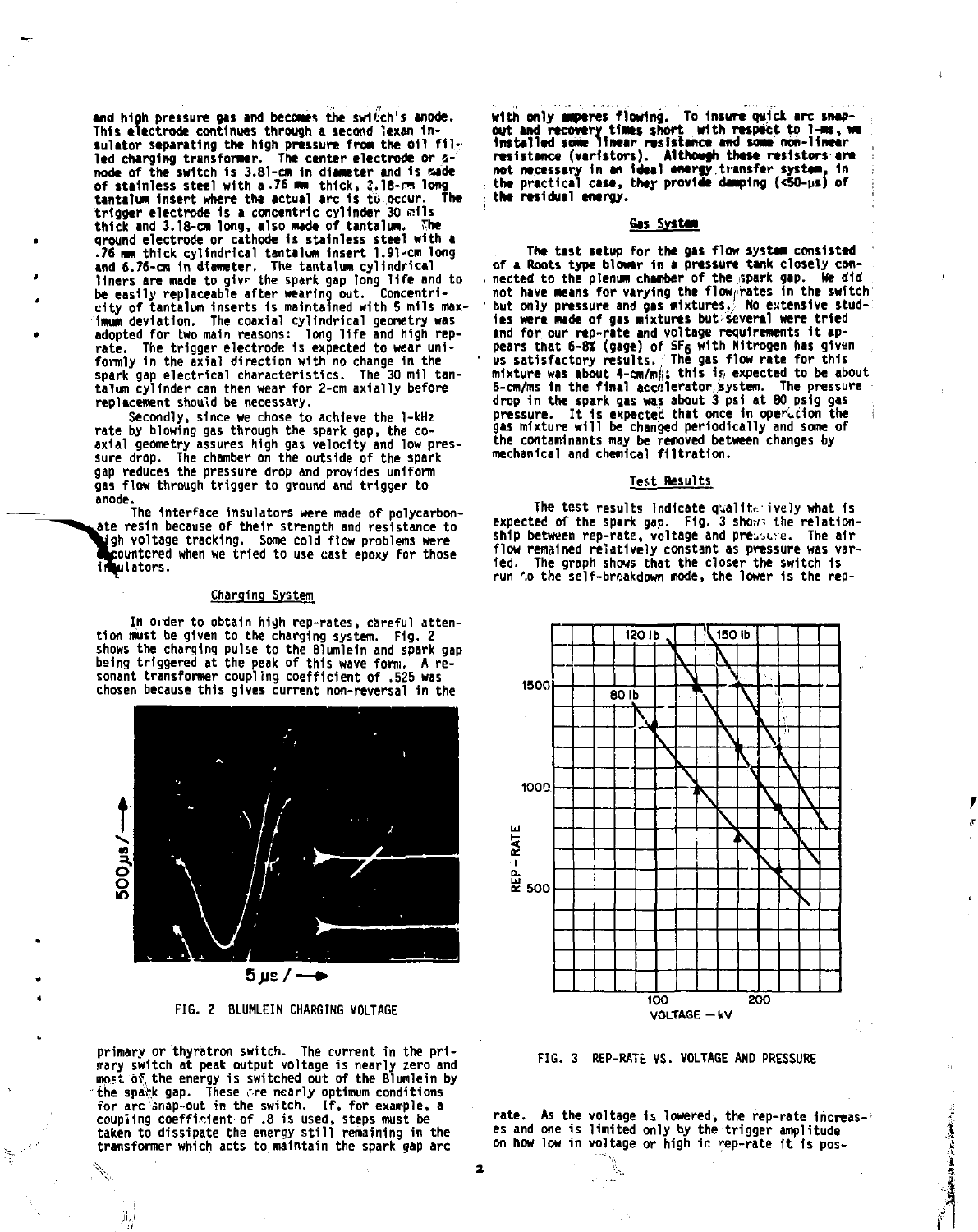and high pressure gas and becomes the switch's anode. This electrode continues through a second lexan insulator separating the high pressure from the oil filled charging transformer. The center electrode or anode of the switch is 3.81-cm in diameter and is made of stainless steel with a .76 mm thick, 3.18-cm long tantalum insert where the actual arc is to occur. The trigger electrode is a concentric cylinder 30 mils thick and 3.18-cm long, also made of tantalum. The ground electrode or cathode is stainless steel with a .76 mm thick cylindrical tantalum insert 1.91-cm long and 6.76-cm in diameter. The tantalum cylindrical liners are made to give the spark gap long life and to be easily replaceable after wearing out. Concentricity of tantalum inserts is maintained with 5 mils maximum deviation. The coaxial cylindrical geometry was adopted for two main reasons: long life and high reprate. The trigger electrode is expected to wear uniformly in the axial direction with no change in the spark gap electrical characteristics. The 30 mil tantalum cylinder can then wear for 2-cm axially before replacement should be necessary.

Secondly, since we chose to achieve the 1-kHz rate by blowing gas through the spark gap, the coaxial geometry assures high gas velocity and low pressure drop. The chamber on the outside of the spark gap reduces the pressure drop and provides uniform gas flow through trigger to ground and trigger to anode.

The interface insulators were made of polycarbonate resin because of their strength and resistance to high voltage tracking. Some cold flow problems were encountered when we tried to use cast epoxy for those insulators.

## Charging System

In order to obtain high rep-rates, careful attention must be given to the charging system. Fig. 2 shows the charging pulse to the Blumlein and spark gap being triggered at the peak of this wave form. A resonant transformer coupling coefficient of .525 was chosen because this gives current non-reversal in the

500µs/
5 µs /

FIG. 2 BLUMLEIN CHARGING VOLTAGE

primary or thyratron switch. The current in the primary switch at peak output voltage is nearly zero and most of the energy is switched out of the Blumlein by the spark gap. These are nearly optimum conditions for arc snap-out in the switch. If, for example, a coupling coefficient of .8 is used, steps must be taken to dissipate the energy still remaining in the transformer which acts to maintain the spark gap arc with only amperes flowing. To insure quick arc snap-out and recovery times short with respect to 1-ms, we installed some linear resistance and some non-linear resistance (varistors). Although these resistors are not necessary in an ideal energy transfer system, in the practical case, they provide damping (<50-µs) of the residual energy.

## Gas System

The test setup for the gas flow system consisted of a Roots type blower in a pressure tank closely connected to the plenum chamber of the spark gap. We did not have means for varying the flow rates in the switch but only pressure and gas mixtures. No extensive studies were made of gas mixtures but several were tried and for our rep-rate and voltage requirements it appears that 6-8% (gage) of $SF_6$ with Nitrogen has given us satisfactory results. The gas flow rate for this mixture was about 4-cm/ms; this is expected to be about 5-cm/ms in the final accelerator system. The pressure drop in the spark gas was about 3 psi at 80 psig gas pressure. It is expected that once in operation the gas mixture will be changed periodically and some of the contaminants may be removed between changes by mechanical and chemical filtration.

## Test Results

The test results indicate qualitatively what is expected of the spark gap. Fig. 3 shows the relationship between rep-rate, voltage and pressure. The air flow remained relatively constant as pressure was varied. The graph shows that the closer the switch is run to the self-breakdown mode, the lower is the rep-rate. As the voltage is lowered, the rep-rate increases and one is limited only by the trigger amplitude on how low in voltage or high in rep-rate it is pos-

120 lb
150 lb
80 lb
1500
1000
500
REP-RATE
100
200
VOLTAGE — kV

FIG. 3 REP-RATE VS. VOLTAGE AND PRESSURE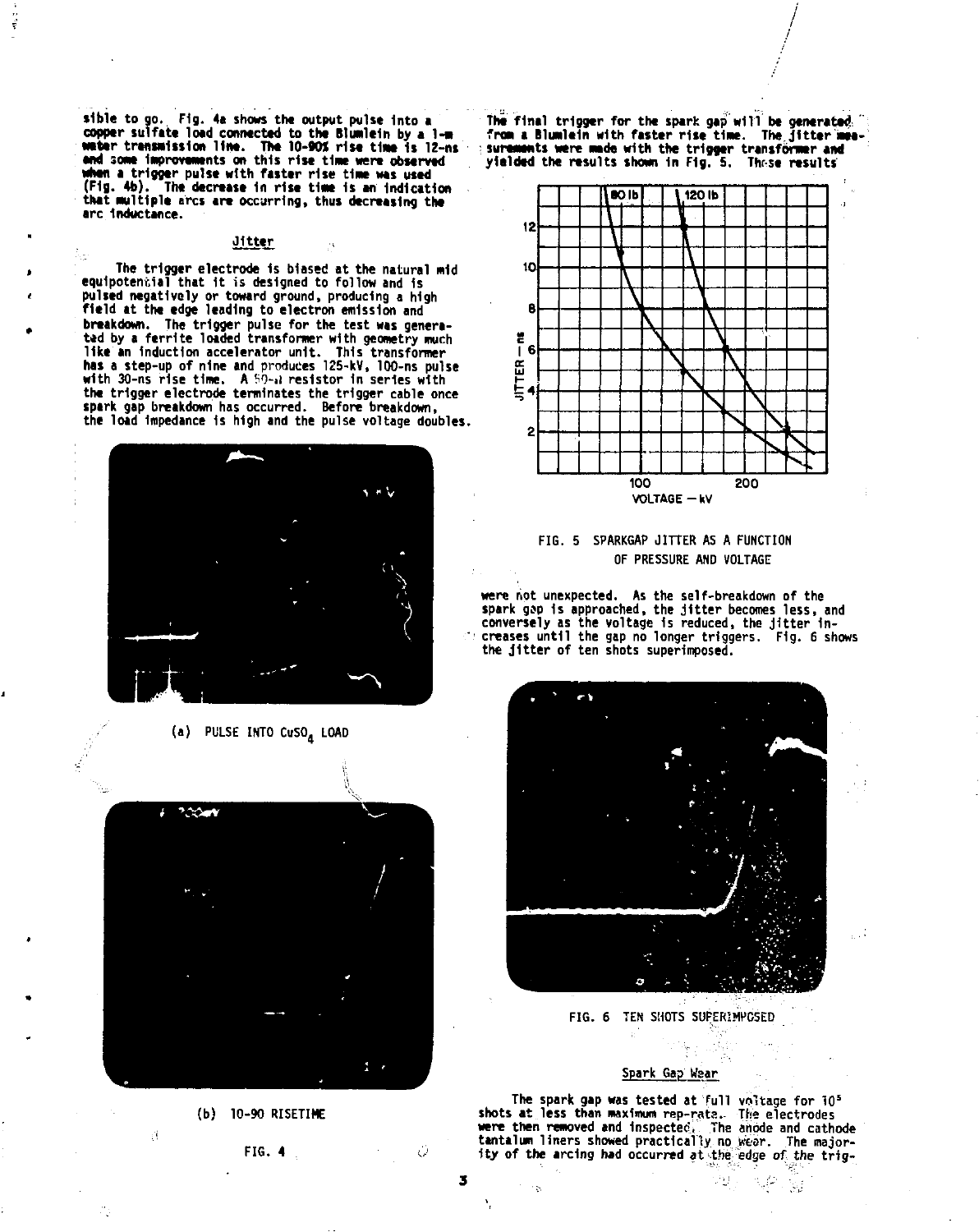sible to go. Fig. 4a shows the output pulse into a copper sulfate load connected to the Blumlein by a 1-m water transmission line. The 10-90% rise time is 12-ns and some improvements on this rise time were observed when a trigger pulse with faster rise time was used (Fig. 4b). The decrease in rise time is an indication that multiple arcs are occurring, thus decreasing the arc inductance.

## Jitter

The trigger electrode is biased at the natural mid equipotential that it is designed to follow and is pulsed negatively or toward ground, producing a high field at the edge leading to electron emission and breakdown. The trigger pulse for the test was generated by a ferrite loaded transformer with geometry much like an induction accelerator unit. This transformer has a step-up of nine and produces 125-kV, 100-ns pulse with 30-ns rise time. A 50-Ω resistor in series with the trigger electrode terminates the trigger cable once spark gap breakdown has occurred. Before breakdown, the load impedance is high and the pulse voltage doubles.

(a) PULSE INTO $CuSO_4$ LOAD

(b) 10-90 RISETIME

FIG. 4

The final trigger for the spark gap will be generated from a Blumlein with faster rise time. The jitter measurements were made with the trigger transformer and yielded the results shown in Fig. 5. These results

80 lb
120 lb
12
10
8
6
4
2
JITTER — ns
100
200
VOLTAGE — kV

FIG. 5 SPARKGAP JITTER AS A FUNCTION OF PRESSURE AND VOLTAGE

were not unexpected. As the self-breakdown of the spark gap is approached, the jitter becomes less, and conversely as the voltage is reduced, the jitter increases until the gap no longer triggers. Fig. 6 shows the jitter of ten shots superimposed.

FIG. 6 TEN SHOTS SUPERIMPOSED

## Spark Gap Wear

The spark gap was tested at full voltage for $10^5$ shots at less than maximum rep-rate. The electrodes were then removed and inspected. The anode and cathode tantalum liners showed practically no wear. The majority of the arcing had occurred at the edge of the trig-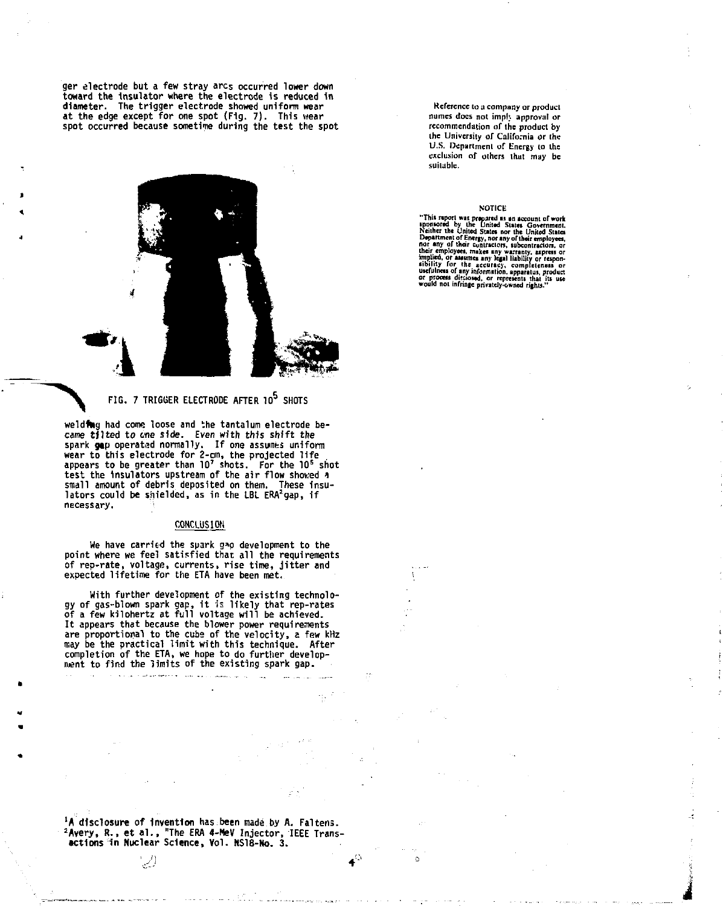ger electrode but a few stray arcs occurred lower down toward the insulator where the electrode is reduced in diameter. The trigger electrode showed uniform wear at the edge except for one spot (Fig. 7). This wear spot occurred because sometime during the test the spot

FIG. 7 TRIGGER ELECTRODE AFTER $10^5$ SHOTS

welding had come loose and the tantalum electrode became tilted to one side. Even with this shift the spark gap operated normally. If one assumes uniform wear to this electrode for 2-cm, the projected life appears to be greater than $10^7$ shots. For the $10^5$ shot test the insulators upstream of the air flow showed a small amount of debris deposited on them. These insulators could be shielded, as in the LBL ERA[2] gap, if necessary.

## CONCLUSION

We have carried the spark gap development to the point where we feel satisfied that all the requirements of rep-rate, voltage, currents, rise time, jitter and expected lifetime for the ETA have been met.

With further development of the existing technology of gas-blown spark gap, it is likely that rep-rates of a few kilohertz at full voltage will be achieved. It appears that because the blower power requirements are proportional to the cube of the velocity, a few kHz may be the practical limit with this technique. After completion of the ETA, we hope to do further development to find the limits of the existing spark gap.

[1] A disclosure of invention has been made by A. Faltens.
[2] Avery, R., et al., "The ERA 4-MeV Injector, IEEE Transactions in Nuclear Science, Vol. NS18-No. 3.

Reference to a company or product names does not imply approval or recommendation of the product by the University of California or the U.S. Department of Energy to the exclusion of others that may be suitable.

NOTICE

"This report was prepared as an account of work sponsored by the United States Government. Neither the United States nor the United States Department of Energy, nor any of their employees, nor any of their contractors, subcontractors, or their employees, makes any warranty, express or implied, or assumes any legal liability or responsibility for the accuracy, completeness or usefulness of any information, apparatus, product or process disclosed, or represents that its use would not infringe privately-owned rights."